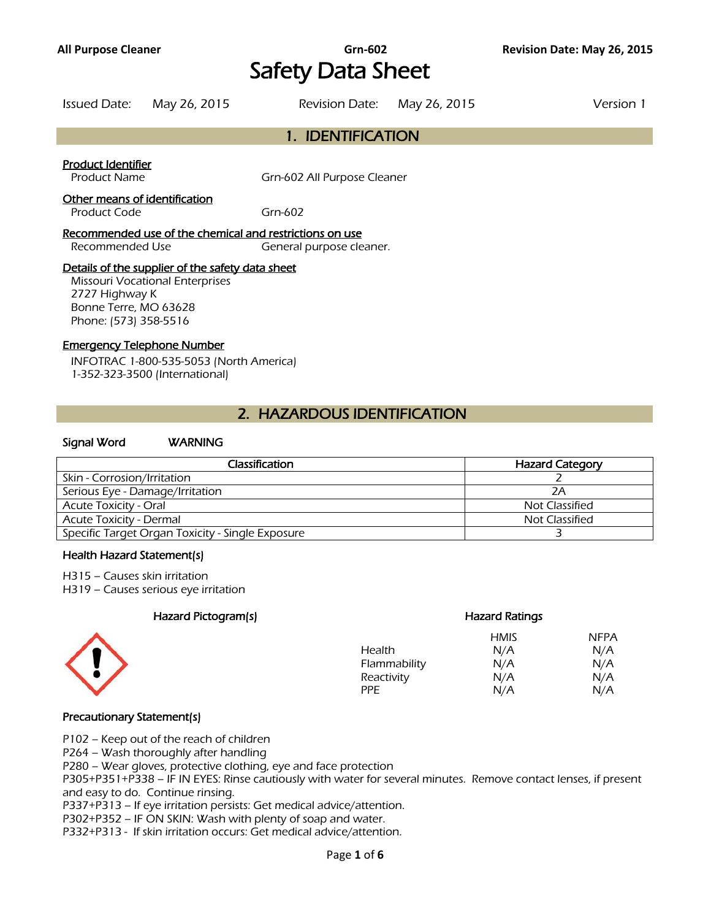All Purpose Cleaner | Grn-602 | Revision Date: May 26, 2015

# Safety Data Sheet

Issued Date: May 26, 2015    Revision Date: May 26, 2015    Version 1

## 1. IDENTIFICATION

**Product Identifier**
Product Name: Grn-602 All Purpose Cleaner

**Other means of identification**
Product Code: Grn-602

**Recommended use of the chemical and restrictions on use**
Recommended Use: General purpose cleaner.

**Details of the supplier of the safety data sheet**
Missouri Vocational Enterprises
2727 Highway K
Bonne Terre, MO 63628
Phone: (573) 358-5516

**Emergency Telephone Number**
INFOTRAC 1-800-535-5053 (North America)
1-352-323-3500 (International)

## 2. HAZARDOUS IDENTIFICATION

**Signal Word** WARNING

| Classification | Hazard Category |
|---|---|
| Skin - Corrosion/Irritation | 2 |
| Serious Eye - Damage/Irritation | 2A |
| Acute Toxicity - Oral | Not Classified |
| Acute Toxicity - Dermal | Not Classified |
| Specific Target Organ Toxicity - Single Exposure | 3 |

### Health Hazard Statement(s)

H315 – Causes skin irritation
H319 – Causes serious eye irritation

### Hazard Pictogram(s)

### Hazard Ratings

| | HMIS | NFPA |
|---|---|---|
| Health | N/A | N/A |
| Flammability | N/A | N/A |
| Reactivity | N/A | N/A |
| PPE | N/A | N/A |

### Precautionary Statement(s)

P102 – Keep out of the reach of children
P264 – Wash thoroughly after handling
P280 – Wear gloves, protective clothing, eye and face protection
P305+P351+P338 – IF IN EYES: Rinse cautiously with water for several minutes. Remove contact lenses, if present and easy to do. Continue rinsing.
P337+P313 – If eye irritation persists: Get medical advice/attention.
P302+P352 – IF ON SKIN: Wash with plenty of soap and water.
P332+P313 - If skin irritation occurs: Get medical advice/attention.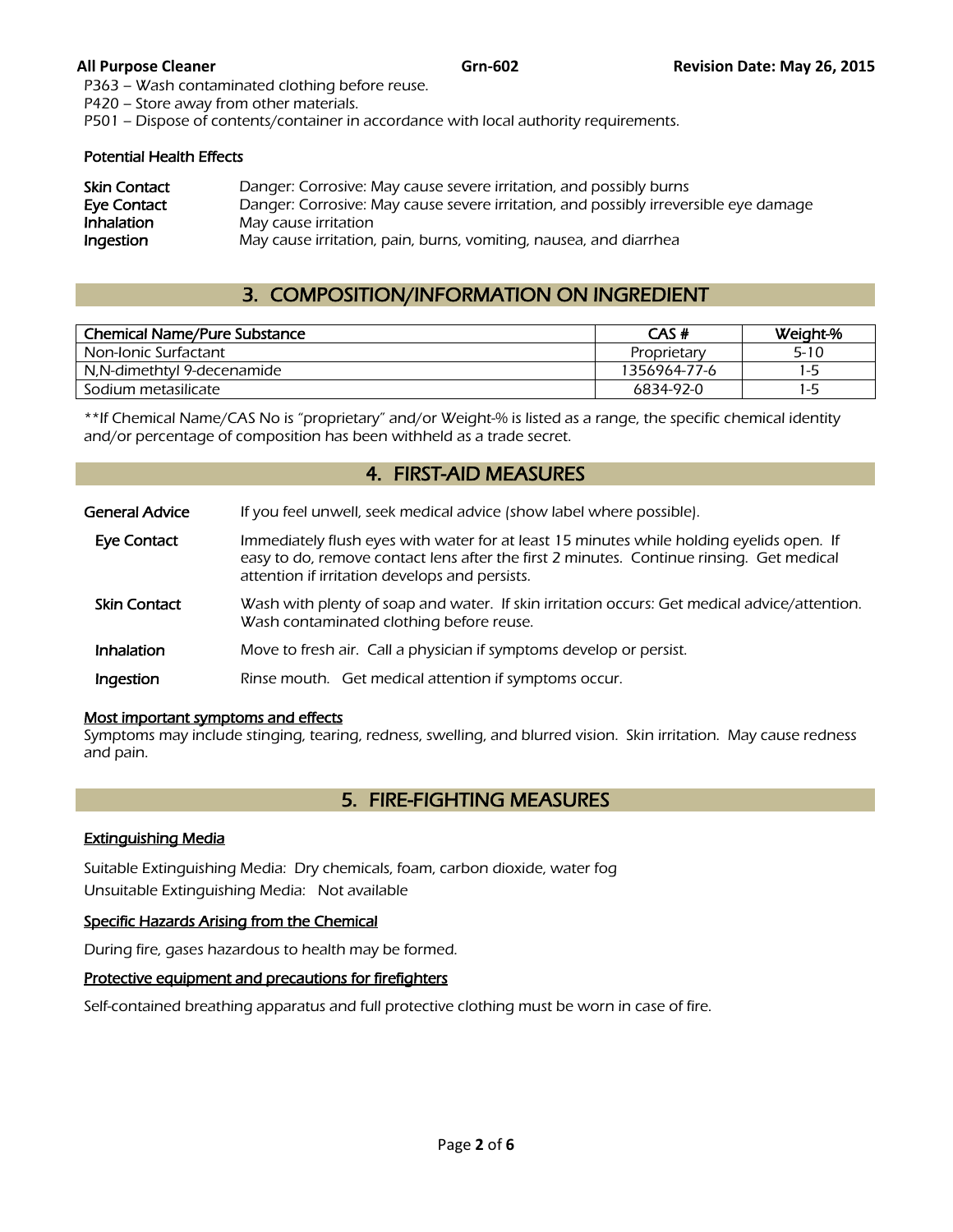P363 – Wash contaminated clothing before reuse.
P420 – Store away from other materials.
P501 – Dispose of contents/container in accordance with local authority requirements.

### Potential Health Effects

**Skin Contact** Danger: Corrosive: May cause severe irritation, and possibly burns
**Eye Contact** Danger: Corrosive: May cause severe irritation, and possibly irreversible eye damage
**Inhalation** May cause irritation
**Ingestion** May cause irritation, pain, burns, vomiting, nausea, and diarrhea

## 3. COMPOSITION/INFORMATION ON INGREDIENT

| Chemical Name/Pure Substance | CAS # | Weight-% |
|---|---|---|
| Non-Ionic Surfactant | Proprietary | 5-10 |
| N,N-dimethtyl 9-decenamide | 1356964-77-6 | 1-5 |
| Sodium metasilicate | 6834-92-0 | 1-5 |

**If Chemical Name/CAS No is "proprietary" and/or Weight-% is listed as a range, the specific chemical identity and/or percentage of composition has been withheld as a trade secret.

## 4. FIRST-AID MEASURES

**General Advice** If you feel unwell, seek medical advice (show label where possible).

**Eye Contact** Immediately flush eyes with water for at least 15 minutes while holding eyelids open. If easy to do, remove contact lens after the first 2 minutes. Continue rinsing. Get medical attention if irritation develops and persists.

**Skin Contact** Wash with plenty of soap and water. If skin irritation occurs: Get medical advice/attention. Wash contaminated clothing before reuse.

**Inhalation** Move to fresh air. Call a physician if symptoms develop or persist.

**Ingestion** Rinse mouth. Get medical attention if symptoms occur.

### Most important symptoms and effects

Symptoms may include stinging, tearing, redness, swelling, and blurred vision. Skin irritation. May cause redness and pain.

## 5. FIRE-FIGHTING MEASURES

### Extinguishing Media

Suitable Extinguishing Media: Dry chemicals, foam, carbon dioxide, water fog
Unsuitable Extinguishing Media: Not available

### Specific Hazards Arising from the Chemical

During fire, gases hazardous to health may be formed.

### Protective equipment and precautions for firefighters

Self-contained breathing apparatus and full protective clothing must be worn in case of fire.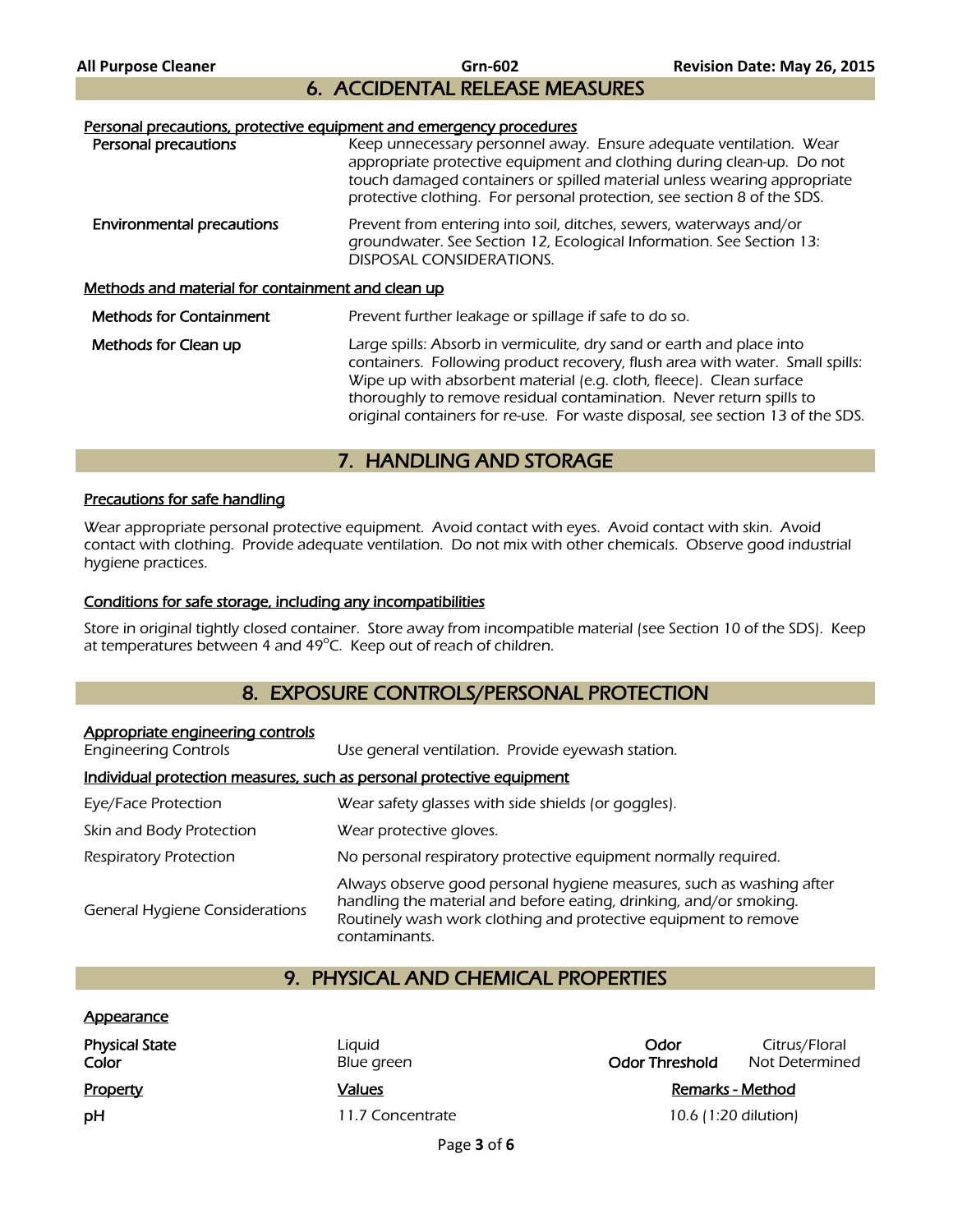## 6. ACCIDENTAL RELEASE MEASURES

**Personal precautions, protective equipment and emergency procedures**

| | |
|---|---|
| **Personal precautions** | Keep unnecessary personnel away. Ensure adequate ventilation. Wear appropriate protective equipment and clothing during clean-up. Do not touch damaged containers or spilled material unless wearing appropriate protective clothing. For personal protection, see section 8 of the SDS. |
| **Environmental precautions** | Prevent from entering into soil, ditches, sewers, waterways and/or groundwater. See Section 12, Ecological Information. See Section 13: DISPOSAL CONSIDERATIONS. |

**Methods and material for containment and clean up**

| | |
|---|---|
| **Methods for Containment** | Prevent further leakage or spillage if safe to do so. |
| **Methods for Clean up** | Large spills: Absorb in vermiculite, dry sand or earth and place into containers. Following product recovery, flush area with water. Small spills: Wipe up with absorbent material (e.g. cloth, fleece). Clean surface thoroughly to remove residual contamination. Never return spills to original containers for re-use. For waste disposal, see section 13 of the SDS. |

## 7. HANDLING AND STORAGE

**Precautions for safe handling**

Wear appropriate personal protective equipment. Avoid contact with eyes. Avoid contact with skin. Avoid contact with clothing. Provide adequate ventilation. Do not mix with other chemicals. Observe good industrial hygiene practices.

**Conditions for safe storage, including any incompatibilities**

Store in original tightly closed container. Store away from incompatible material (see Section 10 of the SDS). Keep at temperatures between 4 and 49°C. Keep out of reach of children.

## 8. EXPOSURE CONTROLS/PERSONAL PROTECTION

**Appropriate engineering controls**

| | |
|---|---|
| Engineering Controls | Use general ventilation. Provide eyewash station. |

**Individual protection measures, such as personal protective equipment**

| | |
|---|---|
| Eye/Face Protection | Wear safety glasses with side shields (or goggles). |
| Skin and Body Protection | Wear protective gloves. |
| Respiratory Protection | No personal respiratory protective equipment normally required. |
| General Hygiene Considerations | Always observe good personal hygiene measures, such as washing after handling the material and before eating, drinking, and/or smoking. Routinely wash work clothing and protective equipment to remove contaminants. |

## 9. PHYSICAL AND CHEMICAL PROPERTIES

**Appearance**

| | | | |
|---|---|---|---|
| **Physical State** | Liquid | **Odor** | Citrus/Floral |
| **Color** | Blue green | **Odor Threshold** | Not Determined |

| **Property** | **Values** | **Remarks - Method** |
|---|---|---|
| **pH** | 11.7 Concentrate | 10.6 (1:20 dilution) |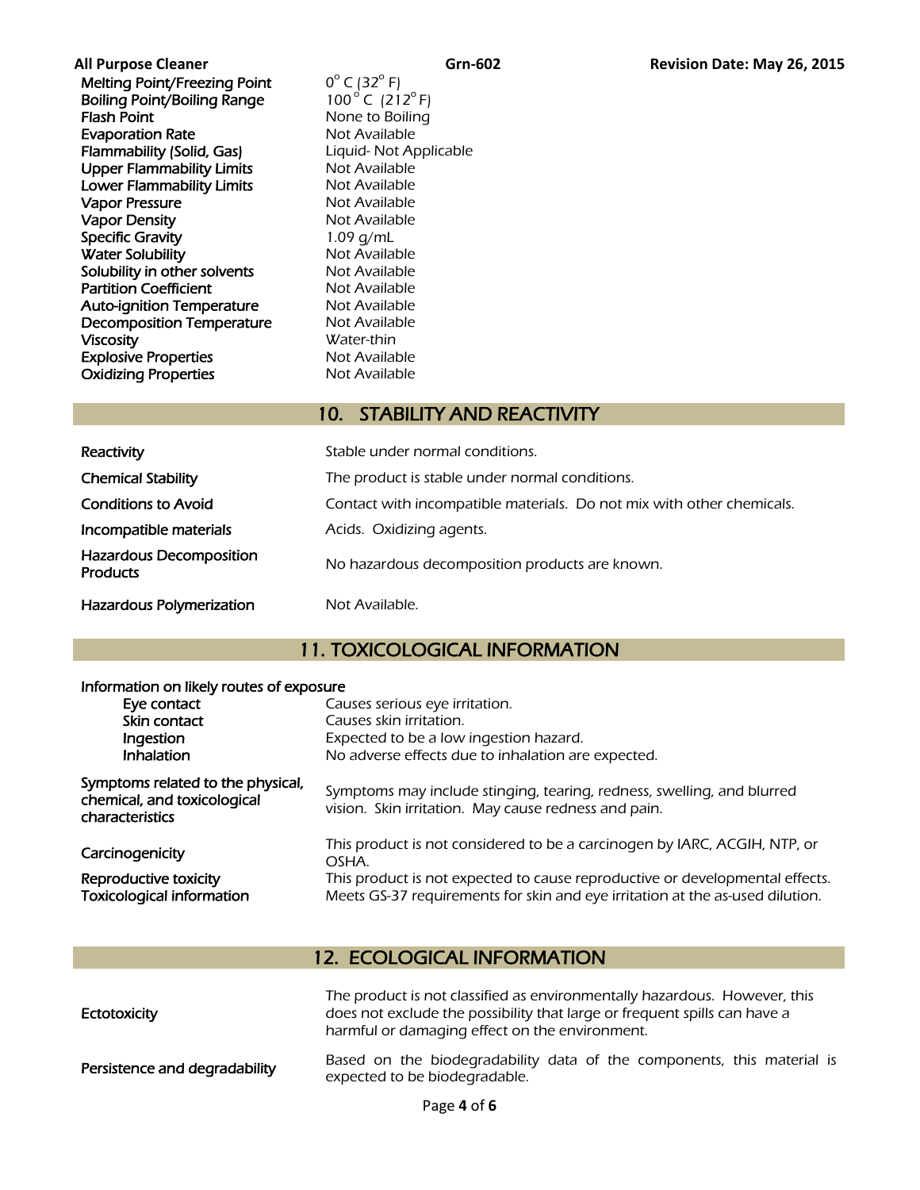| Property | Value |
| --- | --- |
| Melting Point/Freezing Point | $0^{\circ}$ C ($32^{\circ}$ F) |
| Boiling Point/Boiling Range | $100^{\circ}$ C ($212^{\circ}$ F) |
| Flash Point | None to Boiling |
| Evaporation Rate | Not Available |
| Flammability (Solid, Gas) | Liquid- Not Applicable |
| Upper Flammability Limits | Not Available |
| Lower Flammability Limits | Not Available |
| Vapor Pressure | Not Available |
| Vapor Density | Not Available |
| Specific Gravity | 1.09 g/mL |
| Water Solubility | Not Available |
| Solubility in other solvents | Not Available |
| Partition Coefficient | Not Available |
| Auto-ignition Temperature | Not Available |
| Decomposition Temperature | Not Available |
| Viscosity | Water-thin |
| Explosive Properties | Not Available |
| Oxidizing Properties | Not Available |

## 10. STABILITY AND REACTIVITY

| | |
| --- | --- |
| Reactivity | Stable under normal conditions. |
| Chemical Stability | The product is stable under normal conditions. |
| Conditions to Avoid | Contact with incompatible materials. Do not mix with other chemicals. |
| Incompatible materials | Acids. Oxidizing agents. |
| Hazardous Decomposition Products | No hazardous decomposition products are known. |
| Hazardous Polymerization | Not Available. |

## 11. TOXICOLOGICAL INFORMATION

**Information on likely routes of exposure**

| | |
| --- | --- |
| Eye contact | Causes serious eye irritation. |
| Skin contact | Causes skin irritation. |
| Ingestion | Expected to be a low ingestion hazard. |
| Inhalation | No adverse effects due to inhalation are expected. |

| | |
| --- | --- |
| Symptoms related to the physical, chemical, and toxicological characteristics | Symptoms may include stinging, tearing, redness, swelling, and blurred vision. Skin irritation. May cause redness and pain. |
| Carcinogenicity | This product is not considered to be a carcinogen by IARC, ACGIH, NTP, or OSHA. |
| Reproductive toxicity | This product is not expected to cause reproductive or developmental effects. |
| Toxicological information | Meets GS-37 requirements for skin and eye irritation at the as-used dilution. |

## 12. ECOLOGICAL INFORMATION

| | |
| --- | --- |
| Ectotoxicity | The product is not classified as environmentally hazardous. However, this does not exclude the possibility that large or frequent spills can have a harmful or damaging effect on the environment. |
| Persistence and degradability | Based on the biodegradability data of the components, this material is expected to be biodegradable. |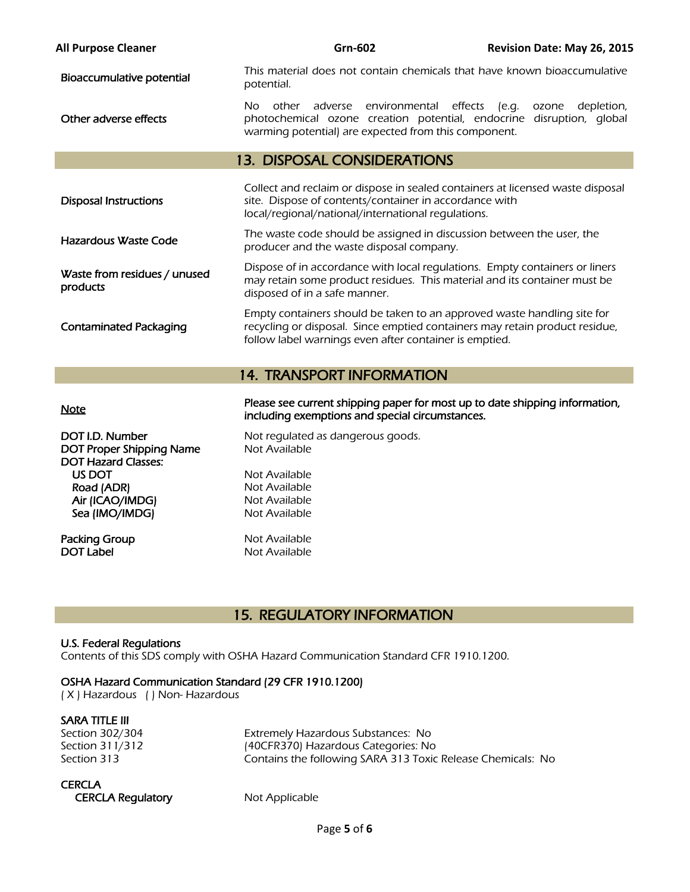| | |
|---|---|
| Bioaccumulative potential | This material does not contain chemicals that have known bioaccumulative potential. |
| Other adverse effects | No other adverse environmental effects (e.g. ozone depletion, photochemical ozone creation potential, endocrine disruption, global warming potential) are expected from this component. |

## 13. DISPOSAL CONSIDERATIONS

| | |
|---|---|
| Disposal Instructions | Collect and reclaim or dispose in sealed containers at licensed waste disposal site. Dispose of contents/container in accordance with local/regional/national/international regulations. |
| Hazardous Waste Code | The waste code should be assigned in discussion between the user, the producer and the waste disposal company. |
| Waste from residues / unused products | Dispose of in accordance with local regulations. Empty containers or liners may retain some product residues. This material and its container must be disposed of in a safe manner. |
| Contaminated Packaging | Empty containers should be taken to an approved waste handling site for recycling or disposal. Since emptied containers may retain product residue, follow label warnings even after container is emptied. |

## 14. TRANSPORT INFORMATION

| | |
|---|---|
| Note | **Please see current shipping paper for most up to date shipping information, including exemptions and special circumstances.** |
| DOT I.D. Number | Not regulated as dangerous goods. |
| DOT Proper Shipping Name | Not Available |
| DOT Hazard Classes: | |
| US DOT | Not Available |
| Road (ADR) | Not Available |
| Air (ICAO/IMDG) | Not Available |
| Sea (IMO/IMDG) | Not Available |
| Packing Group | Not Available |
| DOT Label | Not Available |

## 15. REGULATORY INFORMATION

**U.S. Federal Regulations**
Contents of this SDS comply with OSHA Hazard Communication Standard CFR 1910.1200.

**OSHA Hazard Communication Standard (29 CFR 1910.1200)**
( X ) Hazardous ( ) Non- Hazardous

**SARA TITLE III**

| | |
|---|---|
| Section 302/304 | Extremely Hazardous Substances: No |
| Section 311/312 | (40CFR370) Hazardous Categories: No |
| Section 313 | Contains the following SARA 313 Toxic Release Chemicals: No |

**CERCLA**

| | |
|---|---|
| CERCLA Regulatory | Not Applicable |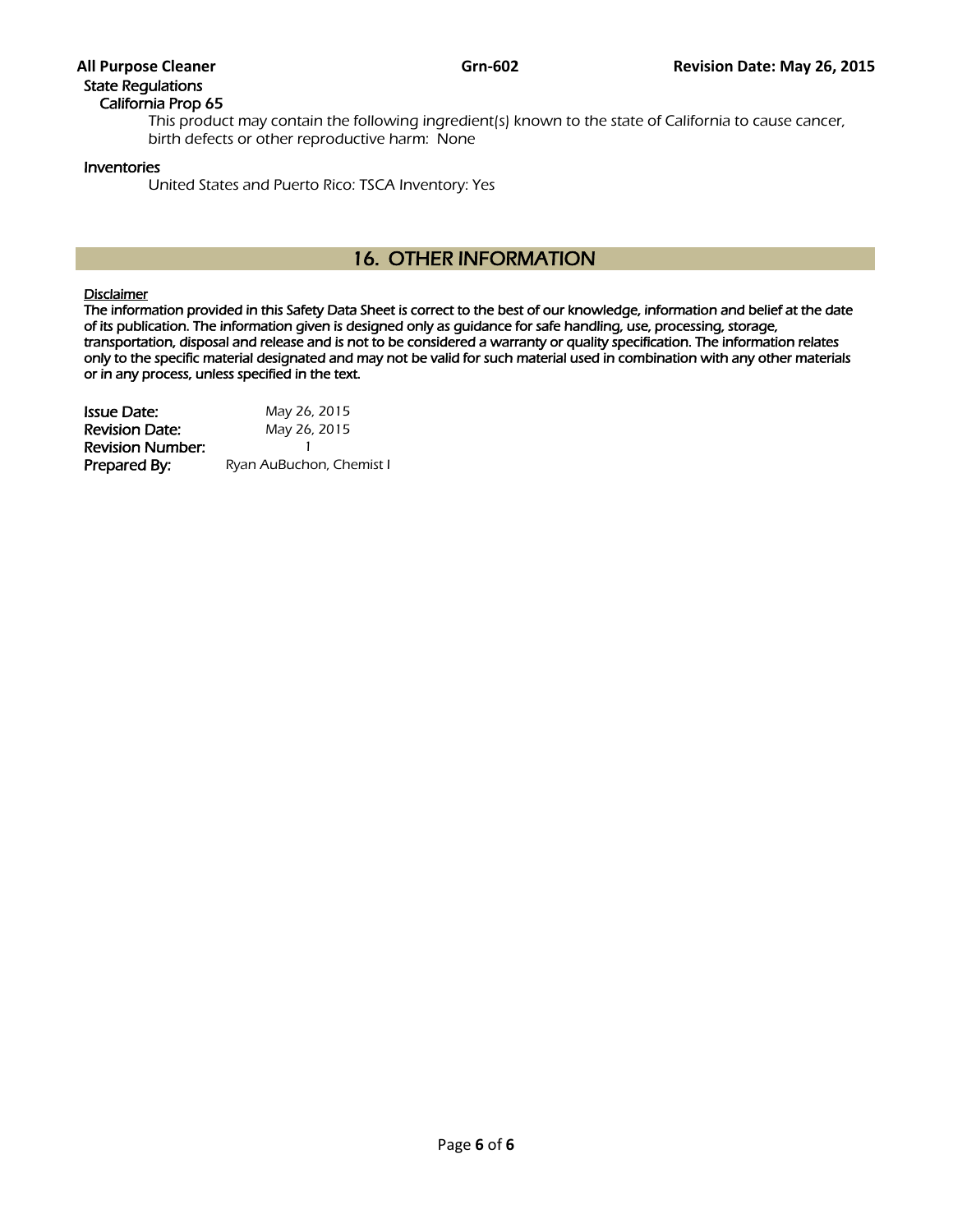### State Regulations

#### California Prop 65

*This product may contain the following ingredient(s) known to the state of California to cause cancer, birth defects or other reproductive harm: None*

### Inventories

*United States and Puerto Rico: TSCA Inventory: Yes*

## 16. OTHER INFORMATION

Disclaimer

The information provided in this Safety Data Sheet is correct to the best of our knowledge, information and belief at the date of its publication. The information given is designed only as guidance for safe handling, use, processing, storage, transportation, disposal and release and is not to be considered a warranty or quality specification. The information relates only to the specific material designated and may not be valid for such material used in combination with any other materials or in any process, unless specified in the text.

| | |
|---|---|
| **Issue Date:** | May 26, 2015 |
| **Revision Date:** | May 26, 2015 |
| **Revision Number:** | 1 |
| **Prepared By:** | Ryan AuBuchon, Chemist I |